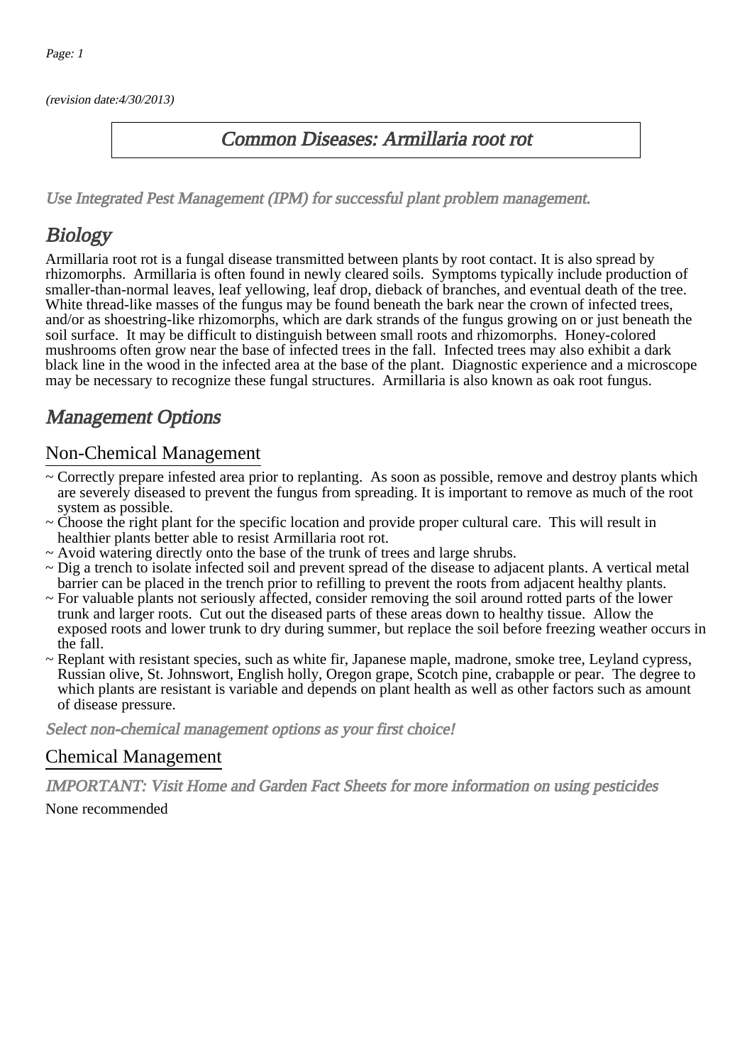(revision date:4/30/2013)

# Common Diseases: Armillaria root rot

*Use Integrated Pest Management (IPM) for successful plant problem management.*

## Biology

Armillaria root rot is a fungal disease transmitted between plants by root contact. It is also spread by rhizomorphs. Armillaria is often found in newly cleared soils. Symptoms typically include production of smaller-than-normal leaves, leaf yellowing, leaf drop, dieback of branches, and eventual death of the tree. White thread-like masses of the fungus may be found beneath the bark near the crown of infected trees, and/or as shoestring-like rhizomorphs, which are dark strands of the fungus growing on or just beneath the soil surface. It may be difficult to distinguish between small roots and rhizomorphs. Honey-colored mushrooms often grow near the base of infected trees in the fall. Infected trees may also exhibit a dark black line in the wood in the infected area at the base of the plant. Diagnostic experience and a microscope may be necessary to recognize these fungal structures. Armillaria is also known as oak root fungus.

## Management Options

### Non-Chemical Management

~ Correctly prepare infested area prior to replanting. As soon as possible, remove and destroy plants which are severely diseased to prevent the fungus from spreading. It is important to remove as much of the root system as possible.

~ Choose the right plant for the specific location and provide proper cultural care. This will result in healthier plants better able to resist Armillaria root rot.

~ Avoid watering directly onto the base of the trunk of trees and large shrubs.

~ Dig a trench to isolate infected soil and prevent spread of the disease to adjacent plants. A vertical metal barrier can be placed in the trench prior to refilling to prevent the roots from adjacent healthy plants.

~ For valuable plants not seriously affected, consider removing the soil around rotted parts of the lower trunk and larger roots. Cut out the diseased parts of these areas down to healthy tissue. Allow the exposed roots and lower trunk to dry during summer, but replace the soil before freezing weather occurs in the fall.

~ Replant with resistant species, such as white fir, Japanese maple, madrone, smoke tree, Leyland cypress, Russian olive, St. Johnswort, English holly, Oregon grape, Scotch pine, crabapple or pear. The degree to which plants are resistant is variable and depends on plant health as well as other factors such as amount of disease pressure.

*Select non-chemical management options as your first choice!*

### Chemical Management

*IMPORTANT: Visit Home and Garden Fact Sheets for more information on using pesticides*

None recommended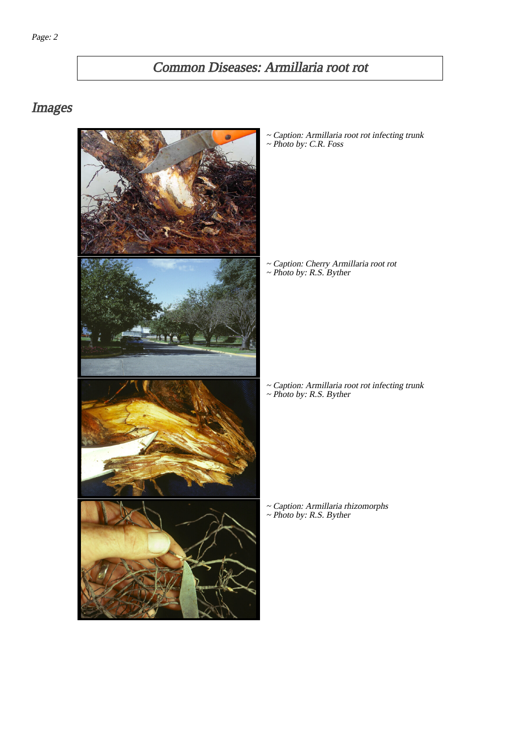# Common Diseases: Armillaria root rot

## Images

~ Caption: Armillaria root rot infecting trunk
~ Photo by: C.R. Foss

~ Caption: Cherry Armillaria root rot
~ Photo by: R.S. Byther

~ Caption: Armillaria root rot infecting trunk
~ Photo by: R.S. Byther

~ Caption: Armillaria rhizomorphs
~ Photo by: R.S. Byther